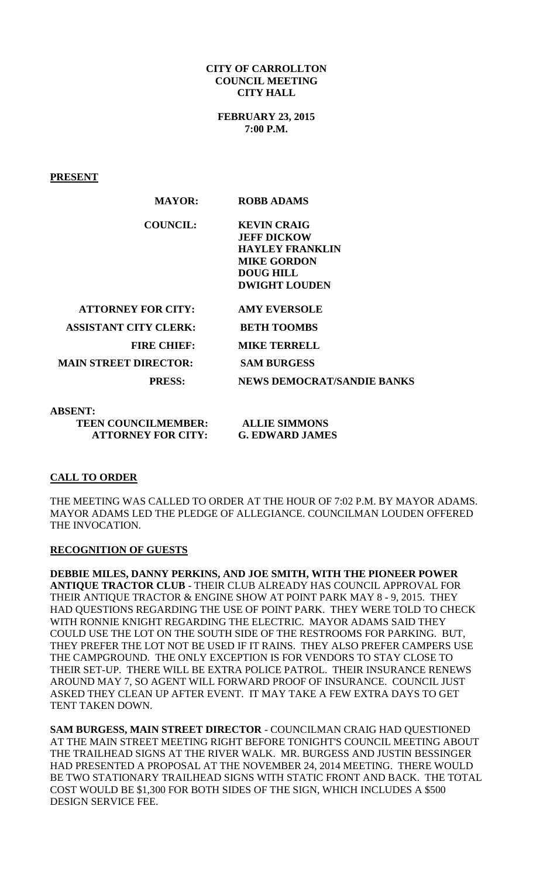**CITY OF CARROLLTON**
**COUNCIL MEETING**
**CITY HALL**

**FEBRUARY 23, 2015**
**7:00 P.M.**

**PRESENT**

| | |
|---|---|
| **MAYOR:** | **ROBB ADAMS** |
| **COUNCIL:** | **KEVIN CRAIG** |
| | **JEFF DICKOW** |
| | **HAYLEY FRANKLIN** |
| | **MIKE GORDON** |
| | **DOUG HILL** |
| | **DWIGHT LOUDEN** |
| **ATTORNEY FOR CITY:** | **AMY EVERSOLE** |
| **ASSISTANT CITY CLERK:** | **BETH TOOMBS** |
| **FIRE CHIEF:** | **MIKE TERRELL** |
| **MAIN STREET DIRECTOR:** | **SAM BURGESS** |
| **PRESS:** | **NEWS DEMOCRAT/SANDIE BANKS** |

**ABSENT:**

| | |
|---|---|
| **TEEN COUNCILMEMBER:** | **ALLIE SIMMONS** |
| **ATTORNEY FOR CITY:** | **G. EDWARD JAMES** |

**CALL TO ORDER**

THE MEETING WAS CALLED TO ORDER AT THE HOUR OF 7:02 P.M. BY MAYOR ADAMS. MAYOR ADAMS LED THE PLEDGE OF ALLEGIANCE. COUNCILMAN LOUDEN OFFERED THE INVOCATION.

**RECOGNITION OF GUESTS**

**DEBBIE MILES, DANNY PERKINS, AND JOE SMITH, WITH THE PIONEER POWER ANTIQUE TRACTOR CLUB** - THEIR CLUB ALREADY HAS COUNCIL APPROVAL FOR THEIR ANTIQUE TRACTOR & ENGINE SHOW AT POINT PARK MAY 8 - 9, 2015. THEY HAD QUESTIONS REGARDING THE USE OF POINT PARK. THEY WERE TOLD TO CHECK WITH RONNIE KNIGHT REGARDING THE ELECTRIC. MAYOR ADAMS SAID THEY COULD USE THE LOT ON THE SOUTH SIDE OF THE RESTROOMS FOR PARKING. BUT, THEY PREFER THE LOT NOT BE USED IF IT RAINS. THEY ALSO PREFER CAMPERS USE THE CAMPGROUND. THE ONLY EXCEPTION IS FOR VENDORS TO STAY CLOSE TO THEIR SET-UP. THERE WILL BE EXTRA POLICE PATROL. THEIR INSURANCE RENEWS AROUND MAY 7, SO AGENT WILL FORWARD PROOF OF INSURANCE. COUNCIL JUST ASKED THEY CLEAN UP AFTER EVENT. IT MAY TAKE A FEW EXTRA DAYS TO GET TENT TAKEN DOWN.

**SAM BURGESS, MAIN STREET DIRECTOR** - COUNCILMAN CRAIG HAD QUESTIONED AT THE MAIN STREET MEETING RIGHT BEFORE TONIGHT'S COUNCIL MEETING ABOUT THE TRAILHEAD SIGNS AT THE RIVER WALK. MR. BURGESS AND JUSTIN BESSINGER HAD PRESENTED A PROPOSAL AT THE NOVEMBER 24, 2014 MEETING. THERE WOULD BE TWO STATIONARY TRAILHEAD SIGNS WITH STATIC FRONT AND BACK. THE TOTAL COST WOULD BE $1,300 FOR BOTH SIDES OF THE SIGN, WHICH INCLUDES A $500 DESIGN SERVICE FEE.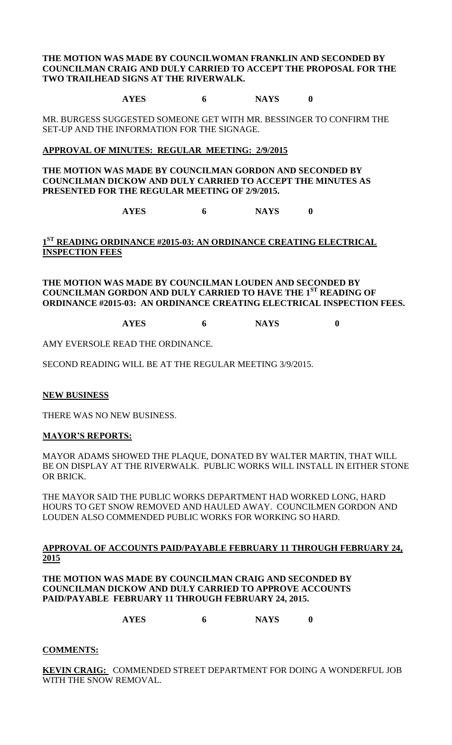**THE MOTION WAS MADE BY COUNCILWOMAN FRANKLIN AND SECONDED BY COUNCILMAN CRAIG AND DULY CARRIED TO ACCEPT THE PROPOSAL FOR THE TWO TRAILHEAD SIGNS AT THE RIVERWALK.**

**AYES 6 NAYS 0**

MR. BURGESS SUGGESTED SOMEONE GET WITH MR. BESSINGER TO CONFIRM THE SET-UP AND THE INFORMATION FOR THE SIGNAGE.

**APPROVAL OF MINUTES: REGULAR MEETING: 2/9/2015**

**THE MOTION WAS MADE BY COUNCILMAN GORDON AND SECONDED BY COUNCILMAN DICKOW AND DULY CARRIED TO ACCEPT THE MINUTES AS PRESENTED FOR THE REGULAR MEETING OF 2/9/2015.**

**AYES 6 NAYS 0**

**1ST READING ORDINANCE #2015-03: AN ORDINANCE CREATING ELECTRICAL INSPECTION FEES**

**THE MOTION WAS MADE BY COUNCILMAN LOUDEN AND SECONDED BY COUNCILMAN GORDON AND DULY CARRIED TO HAVE THE 1ST READING OF ORDINANCE #2015-03: AN ORDINANCE CREATING ELECTRICAL INSPECTION FEES.**

**AYES 6 NAYS 0**

AMY EVERSOLE READ THE ORDINANCE.

SECOND READING WILL BE AT THE REGULAR MEETING 3/9/2015.

**NEW BUSINESS**

THERE WAS NO NEW BUSINESS.

**MAYOR'S REPORTS:**

MAYOR ADAMS SHOWED THE PLAQUE, DONATED BY WALTER MARTIN, THAT WILL BE ON DISPLAY AT THE RIVERWALK. PUBLIC WORKS WILL INSTALL IN EITHER STONE OR BRICK.

THE MAYOR SAID THE PUBLIC WORKS DEPARTMENT HAD WORKED LONG, HARD HOURS TO GET SNOW REMOVED AND HAULED AWAY. COUNCILMEN GORDON AND LOUDEN ALSO COMMENDED PUBLIC WORKS FOR WORKING SO HARD.

**APPROVAL OF ACCOUNTS PAID/PAYABLE FEBRUARY 11 THROUGH FEBRUARY 24, 2015**

**THE MOTION WAS MADE BY COUNCILMAN CRAIG AND SECONDED BY COUNCILMAN DICKOW AND DULY CARRIED TO APPROVE ACCOUNTS PAID/PAYABLE FEBRUARY 11 THROUGH FEBRUARY 24, 2015.**

**AYES 6 NAYS 0**

**COMMENTS:**

**KEVIN CRAIG:** COMMENDED STREET DEPARTMENT FOR DOING A WONDERFUL JOB WITH THE SNOW REMOVAL.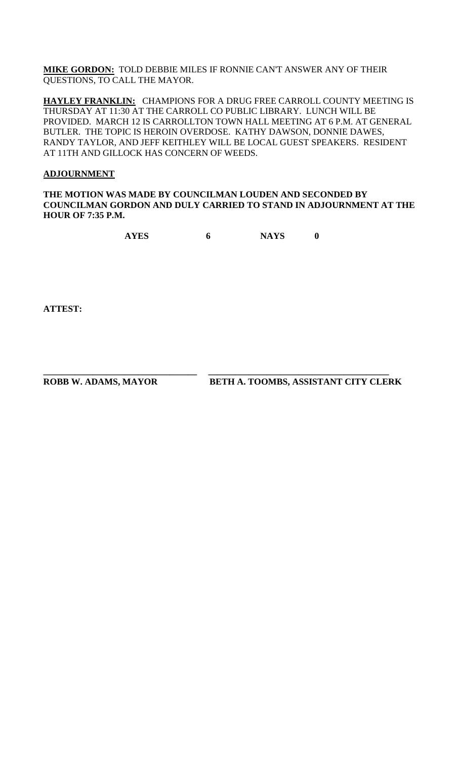**MIKE GORDON:** TOLD DEBBIE MILES IF RONNIE CAN'T ANSWER ANY OF THEIR QUESTIONS, TO CALL THE MAYOR.

**HAYLEY FRANKLIN:** CHAMPIONS FOR A DRUG FREE CARROLL COUNTY MEETING IS THURSDAY AT 11:30 AT THE CARROLL CO PUBLIC LIBRARY. LUNCH WILL BE PROVIDED. MARCH 12 IS CARROLLTON TOWN HALL MEETING AT 6 P.M. AT GENERAL BUTLER. THE TOPIC IS HEROIN OVERDOSE. KATHY DAWSON, DONNIE DAWES, RANDY TAYLOR, AND JEFF KEITHLEY WILL BE LOCAL GUEST SPEAKERS. RESIDENT AT 11TH AND GILLOCK HAS CONCERN OF WEEDS.

**ADJOURNMENT**

**THE MOTION WAS MADE BY COUNCILMAN LOUDEN AND SECONDED BY COUNCILMAN GORDON AND DULY CARRIED TO STAND IN ADJOURNMENT AT THE HOUR OF 7:35 P.M.**

**AYES 6 NAYS 0**

**ATTEST:**

\_\_\_\_\_\_\_\_\_\_\_\_\_\_\_\_\_\_\_\_\_\_\_\_\_\_\_\_\_\_\_\_ \_\_\_\_\_\_\_\_\_\_\_\_\_\_\_\_\_\_\_\_\_\_\_\_\_\_\_\_\_\_\_\_\_\_\_\_\_\_

**ROBB W. ADAMS, MAYOR** **BETH A. TOOMBS, ASSISTANT CITY CLERK**